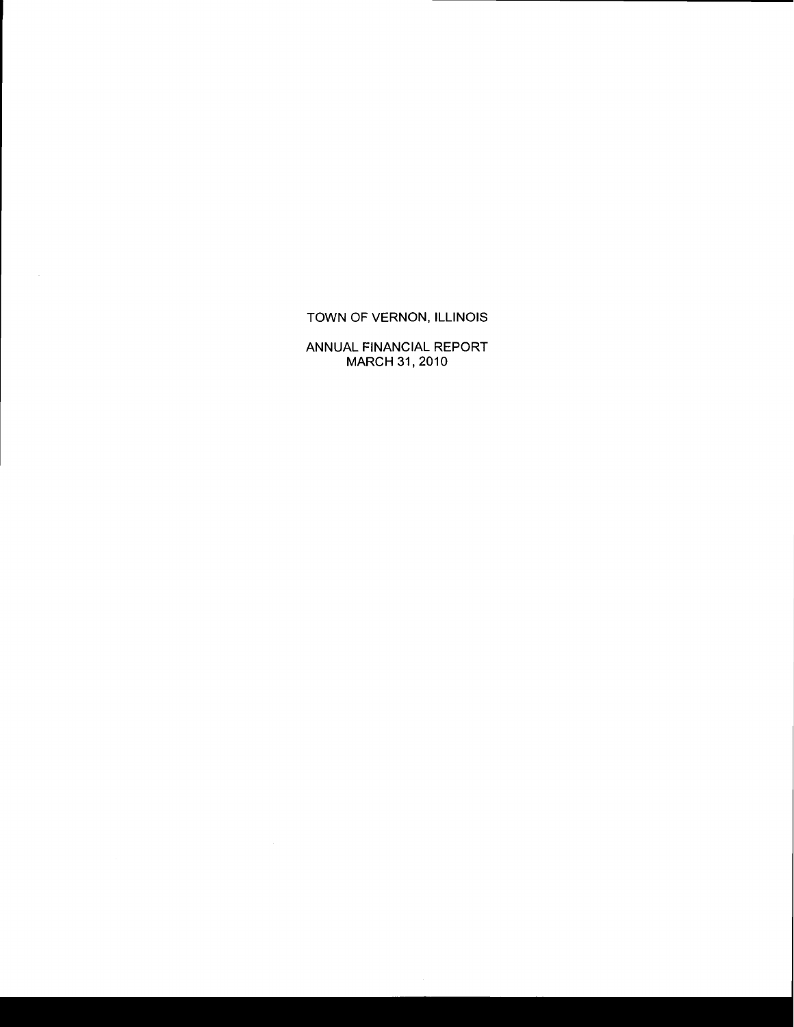# TOWN OF VERNON, ILLINOIS

## ANNUAL FINANCIAL REPORT
## MARCH 31, 2010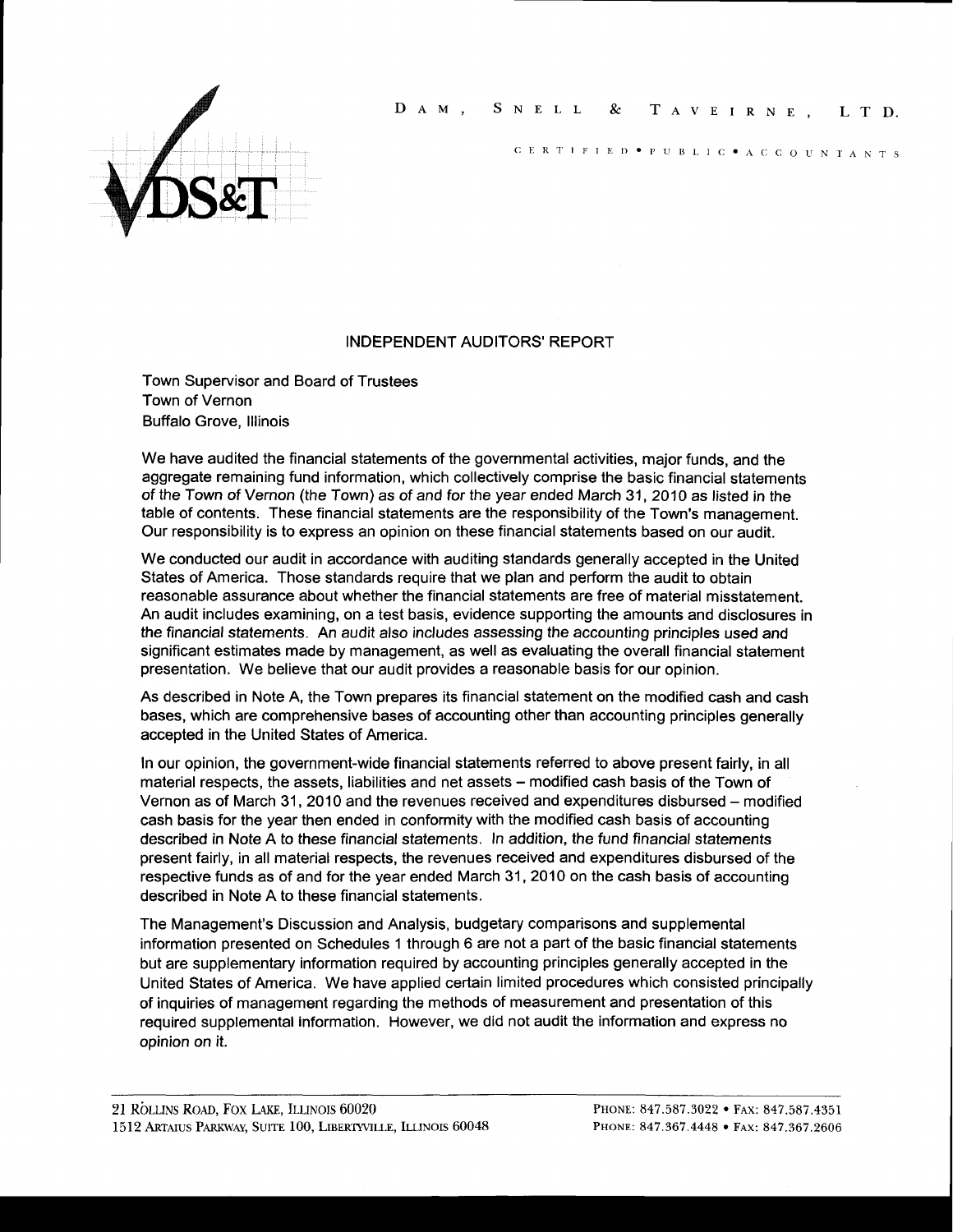DAM, SNELL & TAVEIRNE, LTD.

CERTIFIED • PUBLIC • ACCOUNTANTS

## INDEPENDENT AUDITORS' REPORT

Town Supervisor and Board of Trustees
Town of Vernon
Buffalo Grove, Illinois

We have audited the financial statements of the governmental activities, major funds, and the aggregate remaining fund information, which collectively comprise the basic financial statements of the Town of Vernon (the Town) as of and for the year ended March 31, 2010 as listed in the table of contents. These financial statements are the responsibility of the Town's management. Our responsibility is to express an opinion on these financial statements based on our audit.

We conducted our audit in accordance with auditing standards generally accepted in the United States of America. Those standards require that we plan and perform the audit to obtain reasonable assurance about whether the financial statements are free of material misstatement. An audit includes examining, on a test basis, evidence supporting the amounts and disclosures in the financial statements. An audit also includes assessing the accounting principles used and significant estimates made by management, as well as evaluating the overall financial statement presentation. We believe that our audit provides a reasonable basis for our opinion.

As described in Note A, the Town prepares its financial statement on the modified cash and cash bases, which are comprehensive bases of accounting other than accounting principles generally accepted in the United States of America.

In our opinion, the government-wide financial statements referred to above present fairly, in all material respects, the assets, liabilities and net assets – modified cash basis of the Town of Vernon as of March 31, 2010 and the revenues received and expenditures disbursed – modified cash basis for the year then ended in conformity with the modified cash basis of accounting described in Note A to these financial statements. In addition, the fund financial statements present fairly, in all material respects, the revenues received and expenditures disbursed of the respective funds as of and for the year ended March 31, 2010 on the cash basis of accounting described in Note A to these financial statements.

The Management's Discussion and Analysis, budgetary comparisons and supplemental information presented on Schedules 1 through 6 are not a part of the basic financial statements but are supplementary information required by accounting principles generally accepted in the United States of America. We have applied certain limited procedures which consisted principally of inquiries of management regarding the methods of measurement and presentation of this required supplemental information. However, we did not audit the information and express no opinion on it.

21 Rollins Road, Fox Lake, Illinois 60020 — Phone: 847.587.3022 • Fax: 847.587.4351
1512 Artaius Parkway, Suite 100, Libertyville, Illinois 60048 — Phone: 847.367.4448 • Fax: 847.367.2606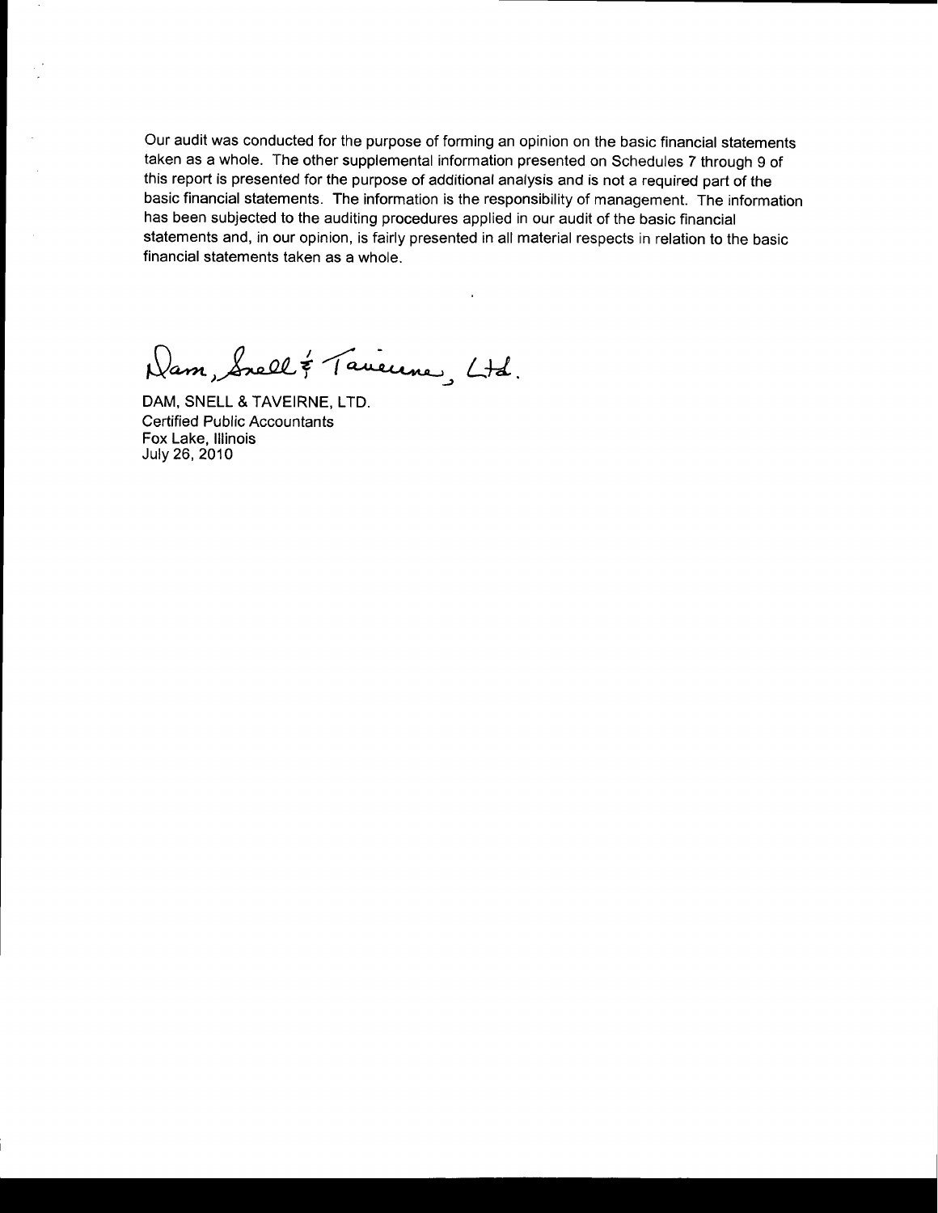Our audit was conducted for the purpose of forming an opinion on the basic financial statements taken as a whole. The other supplemental information presented on Schedules 7 through 9 of this report is presented for the purpose of additional analysis and is not a required part of the basic financial statements. The information is the responsibility of management. The information has been subjected to the auditing procedures applied in our audit of the basic financial statements and, in our opinion, is fairly presented in all material respects in relation to the basic financial statements taken as a whole.

Dam, Snell & Taveirne, Ltd.

DAM, SNELL & TAVEIRNE, LTD.
Certified Public Accountants
Fox Lake, Illinois
July 26, 2010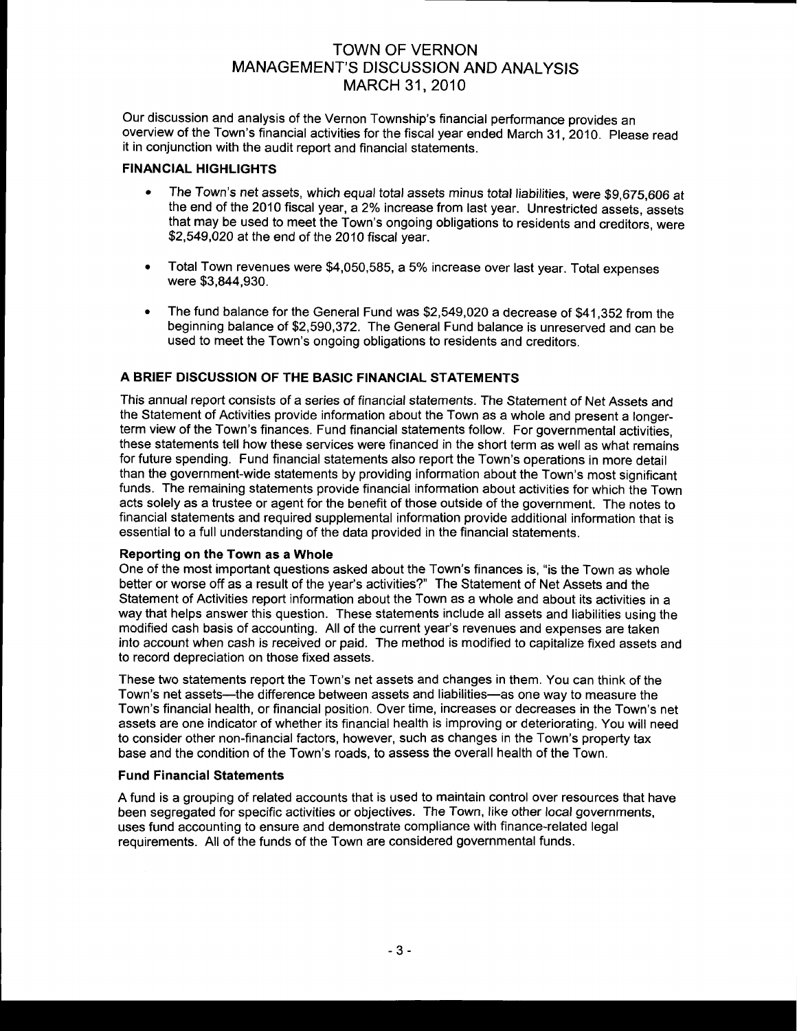# TOWN OF VERNON
# MANAGEMENT'S DISCUSSION AND ANALYSIS
# MARCH 31, 2010

Our discussion and analysis of the Vernon Township's financial performance provides an overview of the Town's financial activities for the fiscal year ended March 31, 2010. Please read it in conjunction with the audit report and financial statements.

## FINANCIAL HIGHLIGHTS

- The Town's net assets, which equal total assets minus total liabilities, were $9,675,606 at the end of the 2010 fiscal year, a 2% increase from last year. Unrestricted assets, assets that may be used to meet the Town's ongoing obligations to residents and creditors, were $2,549,020 at the end of the 2010 fiscal year.

- Total Town revenues were $4,050,585, a 5% increase over last year. Total expenses were $3,844,930.

- The fund balance for the General Fund was $2,549,020 a decrease of $41,352 from the beginning balance of $2,590,372. The General Fund balance is unreserved and can be used to meet the Town's ongoing obligations to residents and creditors.

## A BRIEF DISCUSSION OF THE BASIC FINANCIAL STATEMENTS

This annual report consists of a series of financial statements. The Statement of Net Assets and the Statement of Activities provide information about the Town as a whole and present a longer-term view of the Town's finances. Fund financial statements follow. For governmental activities, these statements tell how these services were financed in the short term as well as what remains for future spending. Fund financial statements also report the Town's operations in more detail than the government-wide statements by providing information about the Town's most significant funds. The remaining statements provide financial information about activities for which the Town acts solely as a trustee or agent for the benefit of those outside of the government. The notes to financial statements and required supplemental information provide additional information that is essential to a full understanding of the data provided in the financial statements.

### Reporting on the Town as a Whole

One of the most important questions asked about the Town's finances is, "is the Town as whole better or worse off as a result of the year's activities?" The Statement of Net Assets and the Statement of Activities report information about the Town as a whole and about its activities in a way that helps answer this question. These statements include all assets and liabilities using the modified cash basis of accounting. All of the current year's revenues and expenses are taken into account when cash is received or paid. The method is modified to capitalize fixed assets and to record depreciation on those fixed assets.

These two statements report the Town's net assets and changes in them. You can think of the Town's net assets—the difference between assets and liabilities—as one way to measure the Town's financial health, or financial position. Over time, increases or decreases in the Town's net assets are one indicator of whether its financial health is improving or deteriorating. You will need to consider other non-financial factors, however, such as changes in the Town's property tax base and the condition of the Town's roads, to assess the overall health of the Town.

### Fund Financial Statements

A fund is a grouping of related accounts that is used to maintain control over resources that have been segregated for specific activities or objectives. The Town, like other local governments, uses fund accounting to ensure and demonstrate compliance with finance-related legal requirements. All of the funds of the Town are considered governmental funds.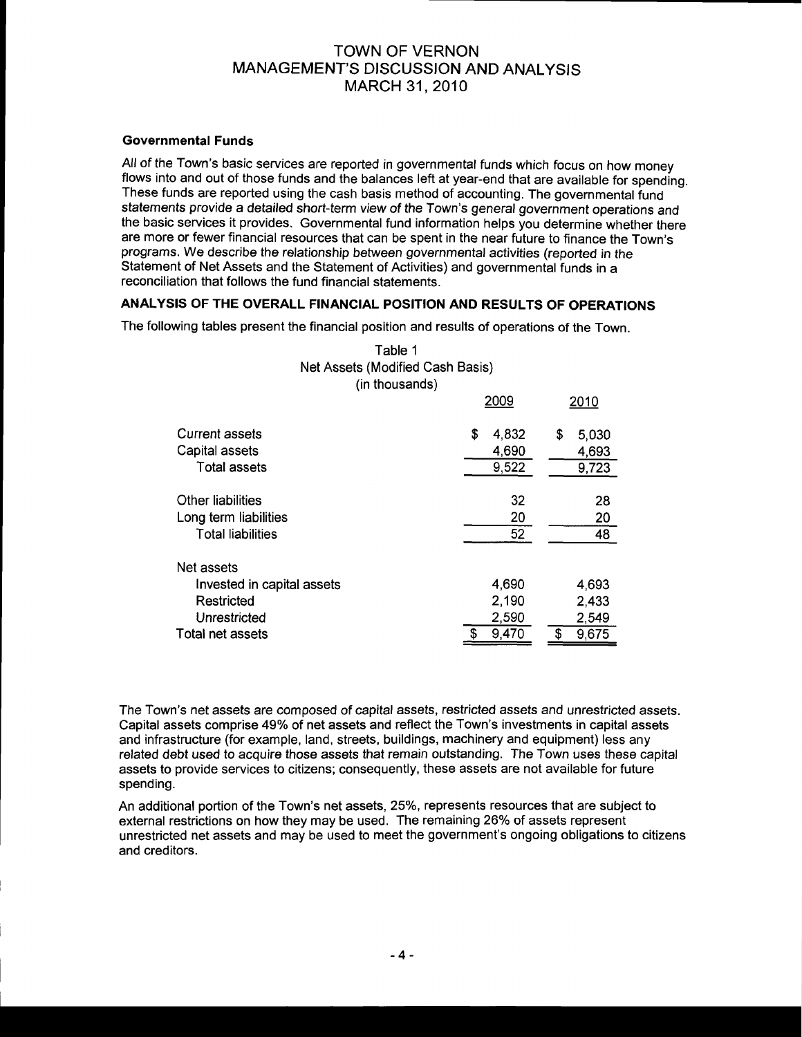### Governmental Funds

All of the Town's basic services are reported in governmental funds which focus on how money flows into and out of those funds and the balances left at year-end that are available for spending. These funds are reported using the cash basis method of accounting. The governmental fund statements provide a detailed short-term view of the Town's general government operations and the basic services it provides. Governmental fund information helps you determine whether there are more or fewer financial resources that can be spent in the near future to finance the Town's programs. We describe the relationship between governmental activities (reported in the Statement of Net Assets and the Statement of Activities) and governmental funds in a reconciliation that follows the fund financial statements.

## ANALYSIS OF THE OVERALL FINANCIAL POSITION AND RESULTS OF OPERATIONS

The following tables present the financial position and results of operations of the Town.

Table 1
Net Assets (Modified Cash Basis)
(in thousands)

| | 2009 | 2010 |
|---|---|---|
| Current assets | $ 4,832 | $ 5,030 |
| Capital assets | 4,690 | 4,693 |
| Total assets | 9,522 | 9,723 |
| Other liabilities | 32 | 28 |
| Long term liabilities | 20 | 20 |
| Total liabilities | 52 | 48 |
| Net assets | | |
| Invested in capital assets | 4,690 | 4,693 |
| Restricted | 2,190 | 2,433 |
| Unrestricted | 2,590 | 2,549 |
| Total net assets | $ 9,470 | $ 9,675 |

The Town's net assets are composed of capital assets, restricted assets and unrestricted assets. Capital assets comprise 49% of net assets and reflect the Town's investments in capital assets and infrastructure (for example, land, streets, buildings, machinery and equipment) less any related debt used to acquire those assets that remain outstanding. The Town uses these capital assets to provide services to citizens; consequently, these assets are not available for future spending.

An additional portion of the Town's net assets, 25%, represents resources that are subject to external restrictions on how they may be used. The remaining 26% of assets represent unrestricted net assets and may be used to meet the government's ongoing obligations to citizens and creditors.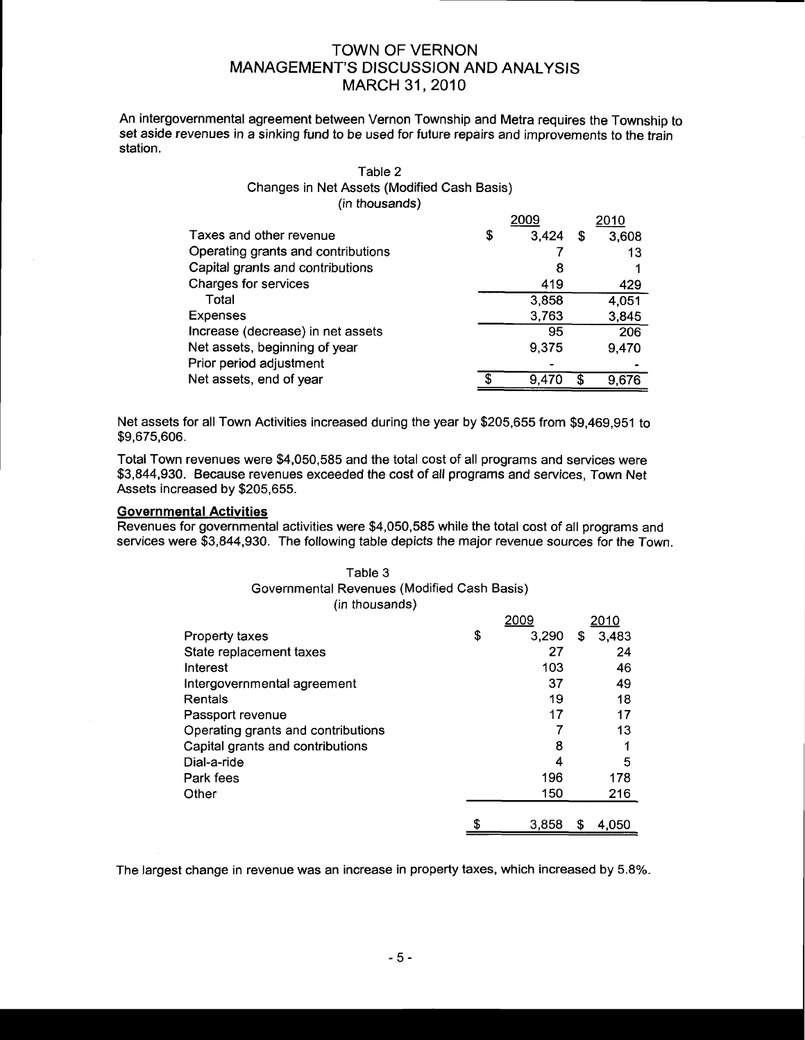# TOWN OF VERNON
## MANAGEMENT'S DISCUSSION AND ANALYSIS
### MARCH 31, 2010

An intergovernmental agreement between Vernon Township and Metra requires the Township to set aside revenues in a sinking fund to be used for future repairs and improvements to the train station.

Table 2
Changes in Net Assets (Modified Cash Basis)
(in thousands)

| | 2009 | 2010 |
|---|---|---|
| Taxes and other revenue | $ 3,424 | $ 3,608 |
| Operating grants and contributions | 7 | 13 |
| Capital grants and contributions | 8 | 1 |
| Charges for services | 419 | 429 |
| Total | 3,858 | 4,051 |
| Expenses | 3,763 | 3,845 |
| Increase (decrease) in net assets | 95 | 206 |
| Net assets, beginning of year | 9,375 | 9,470 |
| Prior period adjustment | - | - |
| Net assets, end of year | $ 9,470 | $ 9,676 |

Net assets for all Town Activities increased during the year by $205,655 from $9,469,951 to $9,675,606.

Total Town revenues were $4,050,585 and the total cost of all programs and services were $3,844,930. Because revenues exceeded the cost of all programs and services, Town Net Assets increased by $205,655.

**Governmental Activities**

Revenues for governmental activities were $4,050,585 while the total cost of all programs and services were $3,844,930. The following table depicts the major revenue sources for the Town.

Table 3
Governmental Revenues (Modified Cash Basis)
(in thousands)

| | 2009 | 2010 |
|---|---|---|
| Property taxes | $ 3,290 | $ 3,483 |
| State replacement taxes | 27 | 24 |
| Interest | 103 | 46 |
| Intergovernmental agreement | 37 | 49 |
| Rentals | 19 | 18 |
| Passport revenue | 17 | 17 |
| Operating grants and contributions | 7 | 13 |
| Capital grants and contributions | 8 | 1 |
| Dial-a-ride | 4 | 5 |
| Park fees | 196 | 178 |
| Other | 150 | 216 |
| | $ 3,858 | $ 4,050 |

The largest change in revenue was an increase in property taxes, which increased by 5.8%.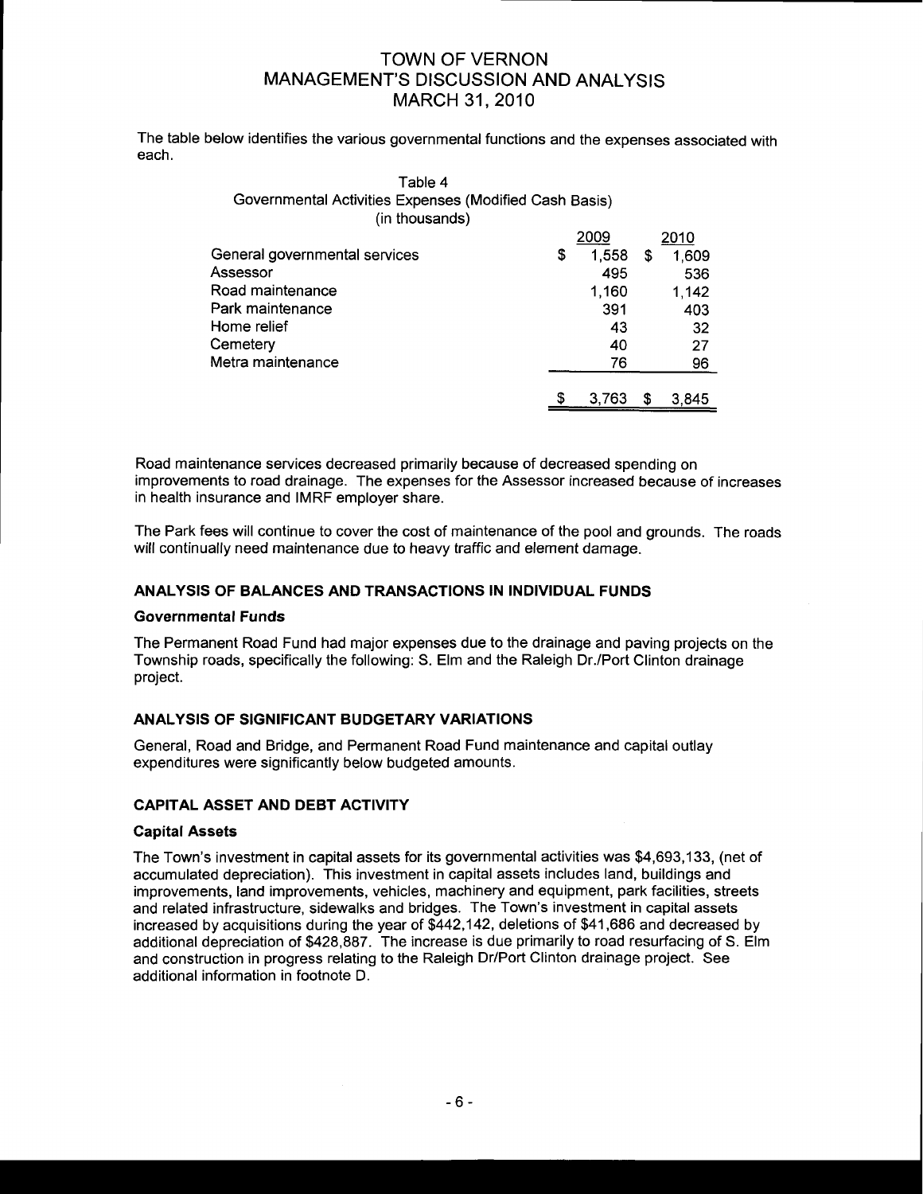# TOWN OF VERNON
## MANAGEMENT'S DISCUSSION AND ANALYSIS
### MARCH 31, 2010

The table below identifies the various governmental functions and the expenses associated with each.

Table 4
Governmental Activities Expenses (Modified Cash Basis)
(in thousands)

| | 2009 | 2010 |
|---|---|---|
| General governmental services | $ 1,558 | $ 1,609 |
| Assessor | 495 | 536 |
| Road maintenance | 1,160 | 1,142 |
| Park maintenance | 391 | 403 |
| Home relief | 43 | 32 |
| Cemetery | 40 | 27 |
| Metra maintenance | 76 | 96 |
| | $ 3,763 | $ 3,845 |

Road maintenance services decreased primarily because of decreased spending on improvements to road drainage. The expenses for the Assessor increased because of increases in health insurance and IMRF employer share.

The Park fees will continue to cover the cost of maintenance of the pool and grounds. The roads will continually need maintenance due to heavy traffic and element damage.

## ANALYSIS OF BALANCES AND TRANSACTIONS IN INDIVIDUAL FUNDS

### Governmental Funds

The Permanent Road Fund had major expenses due to the drainage and paving projects on the Township roads, specifically the following: S. Elm and the Raleigh Dr./Port Clinton drainage project.

## ANALYSIS OF SIGNIFICANT BUDGETARY VARIATIONS

General, Road and Bridge, and Permanent Road Fund maintenance and capital outlay expenditures were significantly below budgeted amounts.

## CAPITAL ASSET AND DEBT ACTIVITY

### Capital Assets

The Town's investment in capital assets for its governmental activities was $4,693,133, (net of accumulated depreciation). This investment in capital assets includes land, buildings and improvements, land improvements, vehicles, machinery and equipment, park facilities, streets and related infrastructure, sidewalks and bridges. The Town's investment in capital assets increased by acquisitions during the year of $442,142, deletions of $41,686 and decreased by additional depreciation of $428,887. The increase is due primarily to road resurfacing of S. Elm and construction in progress relating to the Raleigh Dr/Port Clinton drainage project. See additional information in footnote D.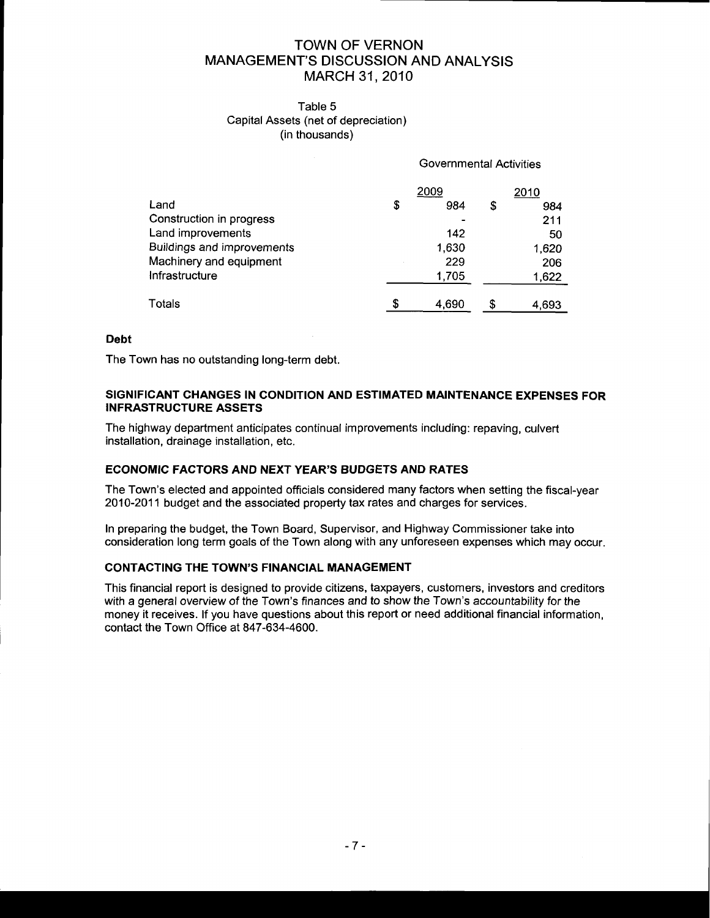# TOWN OF VERNON
## MANAGEMENT'S DISCUSSION AND ANALYSIS
### MARCH 31, 2010

Table 5
Capital Assets (net of depreciation)
(in thousands)

| | Governmental Activities | |
|---|---|---|
| | 2009 | 2010 |
| Land | $ 984 | $ 984 |
| Construction in progress | - | 211 |
| Land improvements | 142 | 50 |
| Buildings and improvements | 1,630 | 1,620 |
| Machinery and equipment | 229 | 206 |
| Infrastructure | 1,705 | 1,622 |
| Totals | $ 4,690 | $ 4,693 |

**Debt**

The Town has no outstanding long-term debt.

**SIGNIFICANT CHANGES IN CONDITION AND ESTIMATED MAINTENANCE EXPENSES FOR INFRASTRUCTURE ASSETS**

The highway department anticipates continual improvements including: repaving, culvert installation, drainage installation, etc.

**ECONOMIC FACTORS AND NEXT YEAR'S BUDGETS AND RATES**

The Town's elected and appointed officials considered many factors when setting the fiscal-year 2010-2011 budget and the associated property tax rates and charges for services.

In preparing the budget, the Town Board, Supervisor, and Highway Commissioner take into consideration long term goals of the Town along with any unforeseen expenses which may occur.

**CONTACTING THE TOWN'S FINANCIAL MANAGEMENT**

This financial report is designed to provide citizens, taxpayers, customers, investors and creditors with a general overview of the Town's finances and to show the Town's accountability for the money it receives. If you have questions about this report or need additional financial information, contact the Town Office at 847-634-4600.